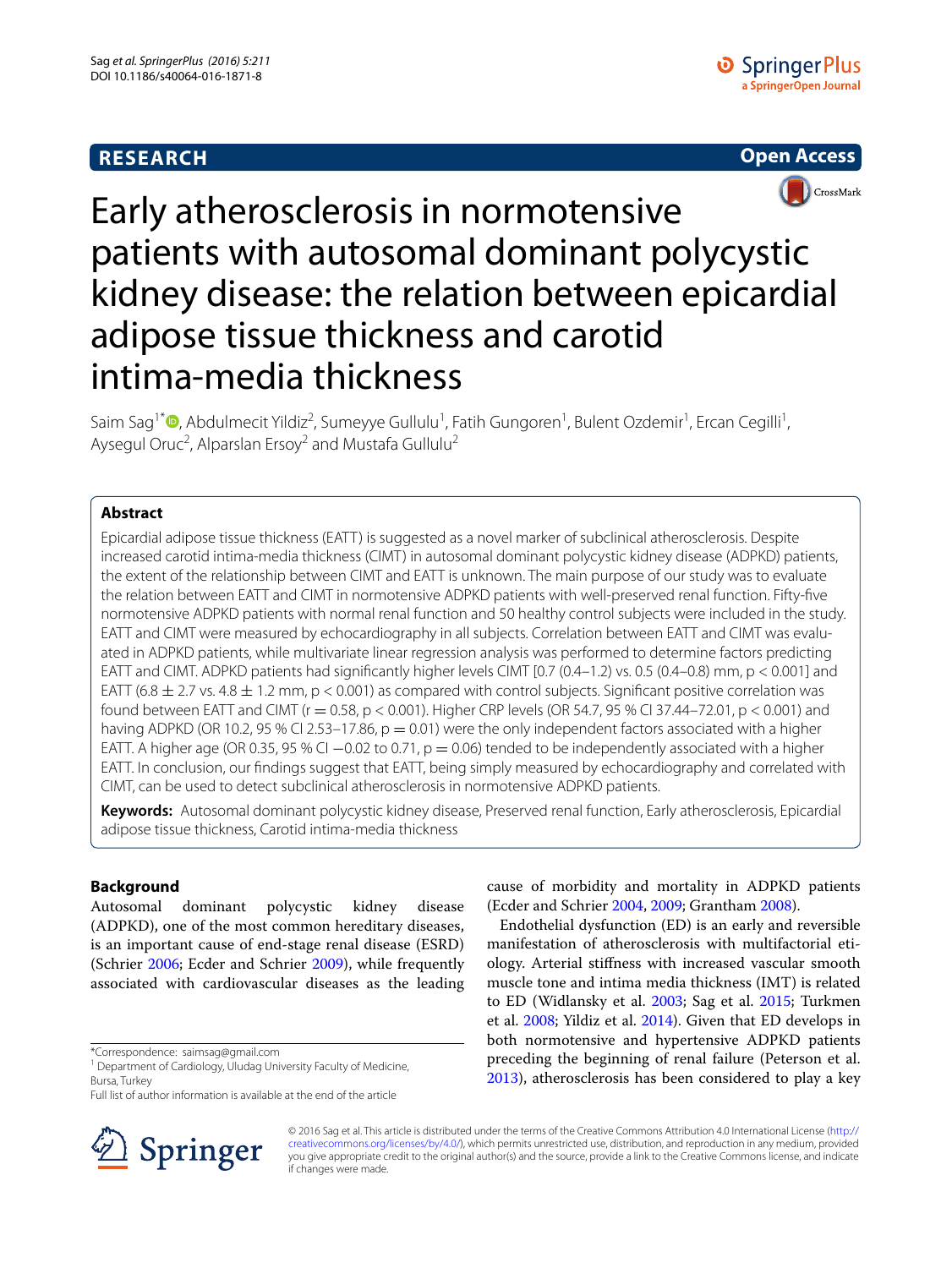RESEARCH

Open Access

# Early atherosclerosis in normotensive patients with autosomal dominant polycystic kidney disease: the relation between epicardial adipose tissue thickness and carotid intima-media thickness

Saim Sag[1*], Abdulmecit Yildiz[2], Sumeyye Gullulu[1], Fatih Gungoren[1], Bulent Ozdemir[1], Ercan Cegilli[1], Aysegul Oruc[2], Alparslan Ersoy[2] and Mustafa Gullulu[2]

## Abstract

Epicardial adipose tissue thickness (EATT) is suggested as a novel marker of subclinical atherosclerosis. Despite increased carotid intima-media thickness (CIMT) in autosomal dominant polycystic kidney disease (ADPKD) patients, the extent of the relationship between CIMT and EATT is unknown. The main purpose of our study was to evaluate the relation between EATT and CIMT in normotensive ADPKD patients with well-preserved renal function. Fifty-five normotensive ADPKD patients with normal renal function and 50 healthy control subjects were included in the study. EATT and CIMT were measured by echocardiography in all subjects. Correlation between EATT and CIMT was evaluated in ADPKD patients, while multivariate linear regression analysis was performed to determine factors predicting EATT and CIMT. ADPKD patients had significantly higher levels CIMT [0.7 (0.4–1.2) vs. 0.5 (0.4–0.8) mm, $p < 0.001$] and EATT ($6.8 \pm 2.7$ vs. $4.8 \pm 1.2$ mm, $p < 0.001$) as compared with control subjects. Significant positive correlation was found between EATT and CIMT ($r = 0.58$, $p < 0.001$). Higher CRP levels (OR 54.7, 95 % CI 37.44–72.01, $p < 0.001$) and having ADPKD (OR 10.2, 95 % CI 2.53–17.86, $p = 0.01$) were the only independent factors associated with a higher EATT. A higher age (OR 0.35, 95 % CI −0.02 to 0.71, $p = 0.06$) tended to be independently associated with a higher EATT. In conclusion, our findings suggest that EATT, being simply measured by echocardiography and correlated with CIMT, can be used to detect subclinical atherosclerosis in normotensive ADPKD patients.

**Keywords:** Autosomal dominant polycystic kidney disease, Preserved renal function, Early atherosclerosis, Epicardial adipose tissue thickness, Carotid intima-media thickness

## Background

Autosomal dominant polycystic kidney disease (ADPKD), one of the most common hereditary diseases, is an important cause of end-stage renal disease (ESRD) (Schrier 2006; Ecder and Schrier 2009), while frequently associated with cardiovascular diseases as the leading cause of morbidity and mortality in ADPKD patients (Ecder and Schrier 2004, 2009; Grantham 2008).

Endothelial dysfunction (ED) is an early and reversible manifestation of atherosclerosis with multifactorial etiology. Arterial stiffness with increased vascular smooth muscle tone and intima media thickness (IMT) is related to ED (Widlansky et al. 2003; Sag et al. 2015; Turkmen et al. 2008; Yildiz et al. 2014). Given that ED develops in both normotensive and hypertensive ADPKD patients preceding the beginning of renal failure (Peterson et al. 2013), atherosclerosis has been considered to play a key

*Correspondence: saimsag@gmail.com
[1] Department of Cardiology, Uludag University Faculty of Medicine, Bursa, Turkey
Full list of author information is available at the end of the article

© 2016 Sag et al. This article is distributed under the terms of the Creative Commons Attribution 4.0 International License (http://creativecommons.org/licenses/by/4.0/), which permits unrestricted use, distribution, and reproduction in any medium, provided you give appropriate credit to the original author(s) and the source, provide a link to the Creative Commons license, and indicate if changes were made.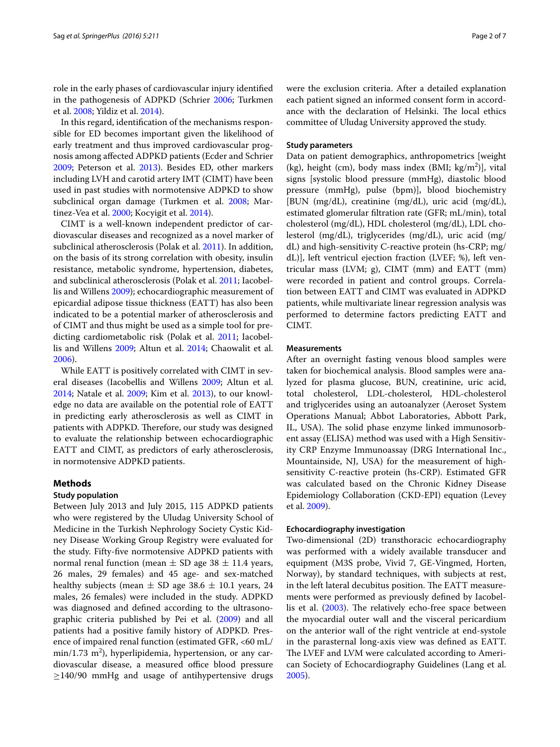role in the early phases of cardiovascular injury identified in the pathogenesis of ADPKD (Schrier 2006; Turkmen et al. 2008; Yildiz et al. 2014).

In this regard, identification of the mechanisms responsible for ED becomes important given the likelihood of early treatment and thus improved cardiovascular prognosis among affected ADPKD patients (Ecder and Schrier 2009; Peterson et al. 2013). Besides ED, other markers including LVH and carotid artery IMT (CIMT) have been used in past studies with normotensive ADPKD to show subclinical organ damage (Turkmen et al. 2008; Martinez-Vea et al. 2000; Kocyigit et al. 2014).

CIMT is a well-known independent predictor of cardiovascular diseases and recognized as a novel marker of subclinical atherosclerosis (Polak et al. 2011). In addition, on the basis of its strong correlation with obesity, insulin resistance, metabolic syndrome, hypertension, diabetes, and subclinical atherosclerosis (Polak et al. 2011; Iacobellis and Willens 2009); echocardiographic measurement of epicardial adipose tissue thickness (EATT) has also been indicated to be a potential marker of atherosclerosis and of CIMT and thus might be used as a simple tool for predicting cardiometabolic risk (Polak et al. 2011; Iacobellis and Willens 2009; Altun et al. 2014; Chaowalit et al. 2006).

While EATT is positively correlated with CIMT in several diseases (Iacobellis and Willens 2009; Altun et al. 2014; Natale et al. 2009; Kim et al. 2013), to our knowledge no data are available on the potential role of EATT in predicting early atherosclerosis as well as CIMT in patients with ADPKD. Therefore, our study was designed to evaluate the relationship between echocardiographic EATT and CIMT, as predictors of early atherosclerosis, in normotensive ADPKD patients.

## Methods

### Study population

Between July 2013 and July 2015, 115 ADPKD patients who were registered by the Uludag University School of Medicine in the Turkish Nephrology Society Cystic Kidney Disease Working Group Registry were evaluated for the study. Fifty-five normotensive ADPKD patients with normal renal function (mean $\pm$ SD age 38 $\pm$ 11.4 years, 26 males, 29 females) and 45 age- and sex-matched healthy subjects (mean $\pm$ SD age 38.6 $\pm$ 10.1 years, 24 males, 26 females) were included in the study. ADPKD was diagnosed and defined according to the ultrasonographic criteria published by Pei et al. (2009) and all patients had a positive family history of ADPKD. Presence of impaired renal function (estimated GFR, <60 mL/min/1.73 m$^2$), hyperlipidemia, hypertension, or any cardiovascular disease, a measured office blood pressure $\geq$140/90 mmHg and usage of antihypertensive drugs were the exclusion criteria. After a detailed explanation each patient signed an informed consent form in accordance with the declaration of Helsinki. The local ethics committee of Uludag University approved the study.

### Study parameters

Data on patient demographics, anthropometrics [weight (kg), height (cm), body mass index (BMI; kg/m$^2$)], vital signs [systolic blood pressure (mmHg), diastolic blood pressure (mmHg), pulse (bpm)], blood biochemistry [BUN (mg/dL), creatinine (mg/dL), uric acid (mg/dL), estimated glomerular filtration rate (GFR; mL/min), total cholesterol (mg/dL), HDL cholesterol (mg/dL), LDL cholesterol (mg/dL), triglycerides (mg/dL), uric acid (mg/dL) and high-sensitivity C-reactive protein (hs-CRP; mg/dL)], left ventricul ejection fraction (LVEF; %), left ventricular mass (LVM; g), CIMT (mm) and EATT (mm) were recorded in patient and control groups. Correlation between EATT and CIMT was evaluated in ADPKD patients, while multivariate linear regression analysis was performed to determine factors predicting EATT and CIMT.

### Measurements

After an overnight fasting venous blood samples were taken for biochemical analysis. Blood samples were analyzed for plasma glucose, BUN, creatinine, uric acid, total cholesterol, LDL-cholesterol, HDL-cholesterol and triglycerides using an autoanalyzer (Aeroset System Operations Manual; Abbot Laboratories, Abbott Park, IL, USA). The solid phase enzyme linked immunosorbent assay (ELISA) method was used with a High Sensitivity CRP Enzyme Immunoassay (DRG International Inc., Mountainside, NJ, USA) for the measurement of high-sensitivity C-reactive protein (hs-CRP). Estimated GFR was calculated based on the Chronic Kidney Disease Epidemiology Collaboration (CKD-EPI) equation (Levey et al. 2009).

### Echocardiography investigation

Two-dimensional (2D) transthoracic echocardiography was performed with a widely available transducer and equipment (M3S probe, Vivid 7, GE-Vingmed, Horten, Norway), by standard techniques, with subjects at rest, in the left lateral decubitus position. The EATT measurements were performed as previously defined by Iacobellis et al. (2003). The relatively echo-free space between the myocardial outer wall and the visceral pericardium on the anterior wall of the right ventricle at end-systole in the parasternal long-axis view was defined as EATT. The LVEF and LVM were calculated according to American Society of Echocardiography Guidelines (Lang et al. 2005).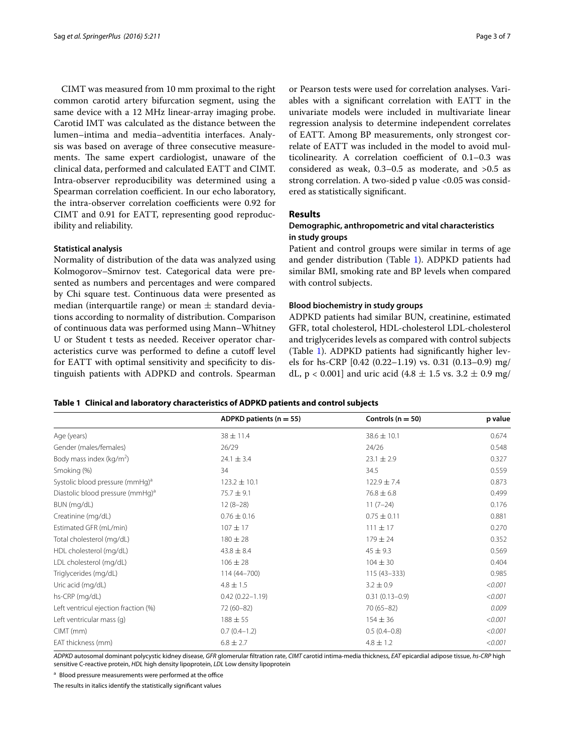CIMT was measured from 10 mm proximal to the right common carotid artery bifurcation segment, using the same device with a 12 MHz linear-array imaging probe. Carotid IMT was calculated as the distance between the lumen–intima and media–adventitia interfaces. Analysis was based on average of three consecutive measurements. The same expert cardiologist, unaware of the clinical data, performed and calculated EATT and CIMT. Intra-observer reproducibility was determined using a Spearman correlation coefficient. In our echo laboratory, the intra-observer correlation coefficients were 0.92 for CIMT and 0.91 for EATT, representing good reproducibility and reliability.

### Statistical analysis

Normality of distribution of the data was analyzed using Kolmogorov–Smirnov test. Categorical data were presented as numbers and percentages and were compared by Chi square test. Continuous data were presented as median (interquartile range) or mean ± standard deviations according to normality of distribution. Comparison of continuous data was performed using Mann–Whitney U or Student t tests as needed. Receiver operator characteristics curve was performed to define a cutoff level for EATT with optimal sensitivity and specificity to distinguish patients with ADPKD and controls. Spearman or Pearson tests were used for correlation analyses. Variables with a significant correlation with EATT in the univariate models were included in multivariate linear regression analysis to determine independent correlates of EATT. Among BP measurements, only strongest correlate of EATT was included in the model to avoid multicolinearity. A correlation coefficient of 0.1–0.3 was considered as weak, 0.3–0.5 as moderate, and >0.5 as strong correlation. A two-sided p value <0.05 was considered as statistically significant.

## Results

### Demographic, anthropometric and vital characteristics in study groups

Patient and control groups were similar in terms of age and gender distribution (Table 1). ADPKD patients had similar BMI, smoking rate and BP levels when compared with control subjects.

### Blood biochemistry in study groups

ADPKD patients had similar BUN, creatinine, estimated GFR, total cholesterol, HDL-cholesterol LDL-cholesterol and triglycerides levels as compared with control subjects (Table 1). ADPKD patients had significantly higher levels for hs-CRP [0.42 (0.22–1.19) vs. 0.31 (0.13–0.9) mg/dL, $p < 0.001$] and uric acid (4.8 ± 1.5 vs. 3.2 ± 0.9 mg/

**Table 1 Clinical and laboratory characteristics of ADPKD patients and control subjects**

| | ADPKD patients (n = 55) | Controls (n = 50) | p value |
|---|---|---|---|
| Age (years) | 38 ± 11.4 | 38.6 ± 10.1 | 0.674 |
| Gender (males/females) | 26/29 | 24/26 | 0.548 |
| Body mass index (kg/m$^2$) | 24.1 ± 3.4 | 23.1 ± 2.9 | 0.327 |
| Smoking (%) | 34 | 34.5 | 0.559 |
| Systolic blood pressure (mmHg)[a] | 123.2 ± 10.1 | 122.9 ± 7.4 | 0.873 |
| Diastolic blood pressure (mmHg)[a] | 75.7 ± 9.1 | 76.8 ± 6.8 | 0.499 |
| BUN (mg/dL) | 12 (8–28) | 11 (7–24) | 0.176 |
| Creatinine (mg/dL) | 0.76 ± 0.16 | 0.75 ± 0.11 | 0.881 |
| Estimated GFR (mL/min) | 107 ± 17 | 111 ± 17 | 0.270 |
| Total cholesterol (mg/dL) | 180 ± 28 | 179 ± 24 | 0.352 |
| HDL cholesterol (mg/dL) | 43.8 ± 8.4 | 45 ± 9.3 | 0.569 |
| LDL cholesterol (mg/dL) | 106 ± 28 | 104 ± 30 | 0.404 |
| Triglycerides (mg/dL) | 114 (44–700) | 115 (43–333) | 0.985 |
| Uric acid (mg/dL) | 4.8 ± 1.5 | 3.2 ± 0.9 | *<0.001* |
| hs-CRP (mg/dL) | 0.42 (0.22–1.19) | 0.31 (0.13–0.9) | *<0.001* |
| Left ventricul ejection fraction (%) | 72 (60–82) | 70 (65–82) | *0.009* |
| Left ventricular mass (g) | 188 ± 55 | 154 ± 36 | *<0.001* |
| CIMT (mm) | 0.7 (0.4–1.2) | 0.5 (0.4–0.8) | *<0.001* |
| EAT thickness (mm) | 6.8 ± 2.7 | 4.8 ± 1.2 | *<0.001* |

*ADPKD* autosomal dominant polycystic kidney disease, *GFR* glomerular filtration rate, *CIMT* carotid intima-media thickness, *EAT* epicardial adipose tissue, *hs-CRP* high sensitive C-reactive protein, *HDL* high density lipoprotein, *LDL* Low density lipoprotein

[a] Blood pressure measurements were performed at the office

The results in italics identify the statistically significant values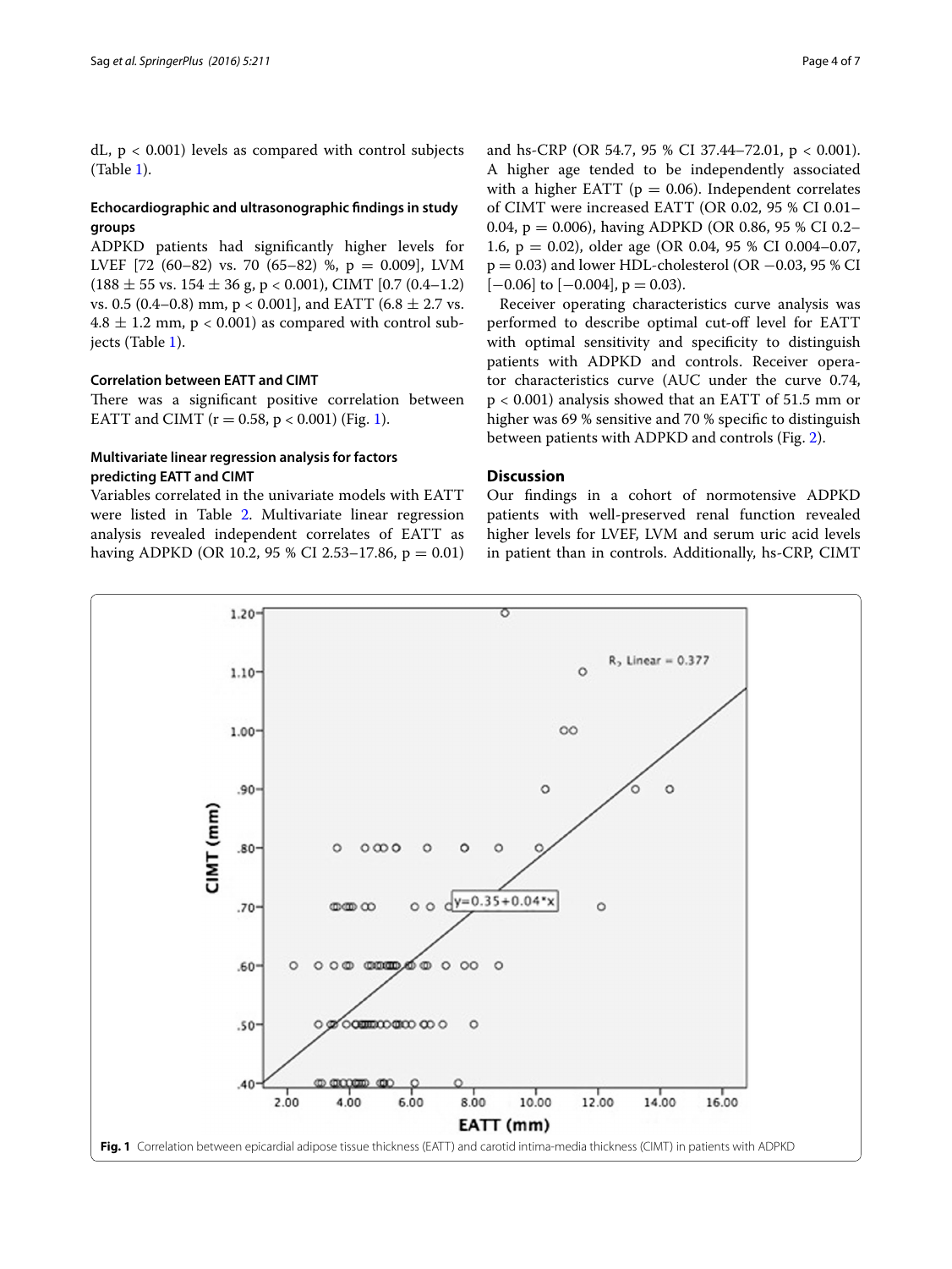dL, p < 0.001) levels as compared with control subjects (Table 1).

### Echocardiographic and ultrasonographic findings in study groups

ADPKD patients had significantly higher levels for LVEF [72 (60–82) vs. 70 (65–82) %, p = 0.009], LVM (188 ± 55 vs. 154 ± 36 g, p < 0.001), CIMT [0.7 (0.4–1.2) vs. 0.5 (0.4–0.8) mm, p < 0.001], and EATT (6.8 ± 2.7 vs. 4.8 ± 1.2 mm, p < 0.001) as compared with control subjects (Table 1).

### Correlation between EATT and CIMT

There was a significant positive correlation between EATT and CIMT (r = 0.58, p < 0.001) (Fig. 1).

### Multivariate linear regression analysis for factors predicting EATT and CIMT

Variables correlated in the univariate models with EATT were listed in Table 2. Multivariate linear regression analysis revealed independent correlates of EATT as having ADPKD (OR 10.2, 95 % CI 2.53–17.86, p = 0.01) and hs-CRP (OR 54.7, 95 % CI 37.44–72.01, p < 0.001). A higher age tended to be independently associated with a higher EATT (p = 0.06). Independent correlates of CIMT were increased EATT (OR 0.02, 95 % CI 0.01–0.04, p = 0.006), having ADPKD (OR 0.86, 95 % CI 0.2–1.6, p = 0.02), older age (OR 0.04, 95 % CI 0.004–0.07, p = 0.03) and lower HDL-cholesterol (OR −0.03, 95 % CI [−0.06] to [−0.004], p = 0.03).

Receiver operating characteristics curve analysis was performed to describe optimal cut-off level for EATT with optimal sensitivity and specificity to distinguish patients with ADPKD and controls. Receiver operator characteristics curve (AUC under the curve 0.74, p < 0.001) analysis showed that an EATT of 51.5 mm or higher was 69 % sensitive and 70 % specific to distinguish between patients with ADPKD and controls (Fig. 2).

## Discussion

Our findings in a cohort of normotensive ADPKD patients with well-preserved renal function revealed higher levels for LVEF, LVM and serum uric acid levels in patient than in controls. Additionally, hs-CRP, CIMT

**Fig. 1** Correlation between epicardial adipose tissue thickness (EATT) and carotid intima-media thickness (CIMT) in patients with ADPKD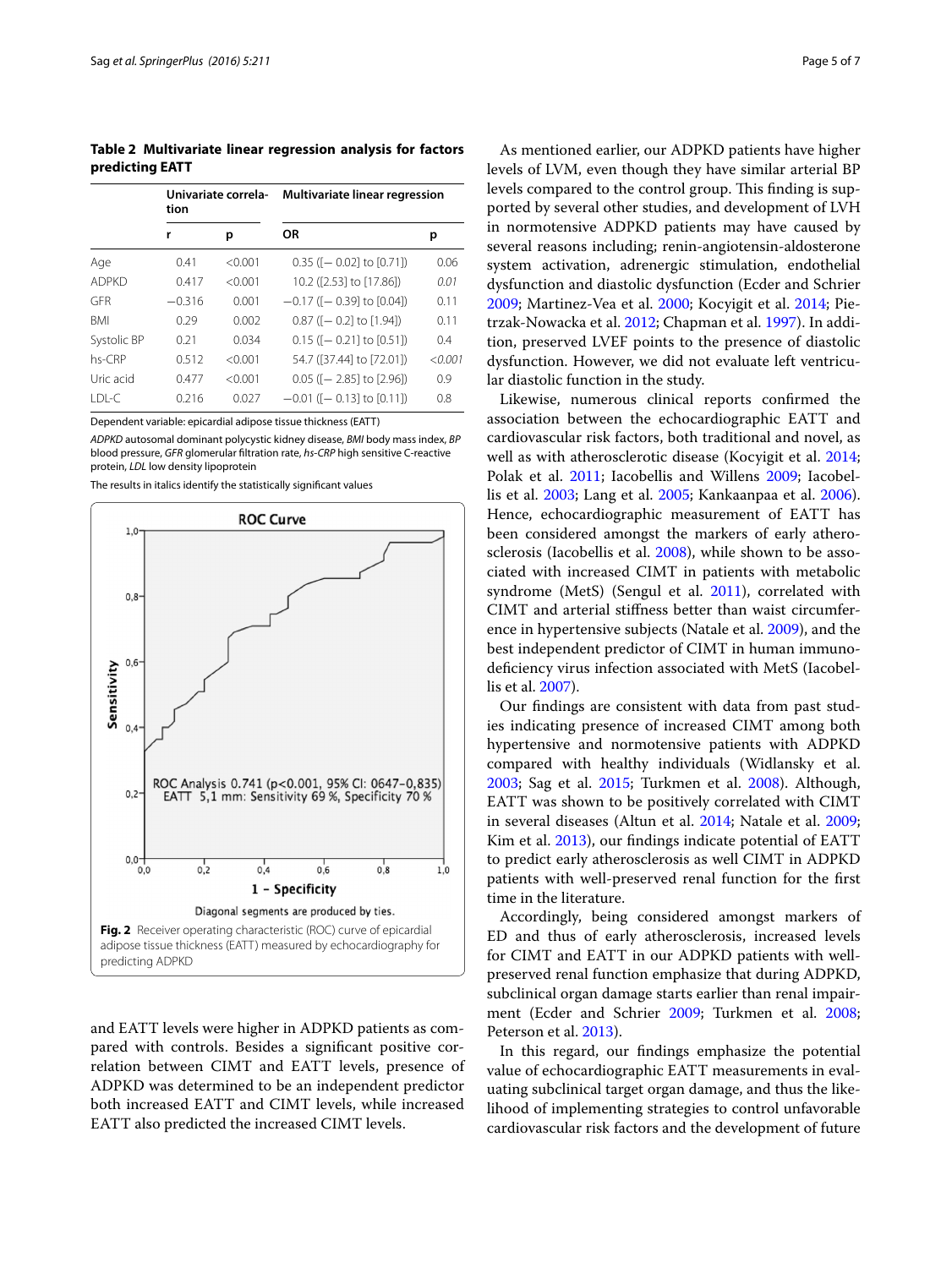**Table 2 Multivariate linear regression analysis for factors predicting EATT**

| | Univariate correlation | | Multivariate linear regression | |
|---|---|---|---|---|
| | r | p | OR | p |
| Age | 0.41 | <0.001 | 0.35 ([− 0.02] to [0.71]) | 0.06 |
| ADPKD | 0.417 | <0.001 | 10.2 ([2.53] to [17.86]) | *0.01* |
| GFR | −0.316 | 0.001 | −0.17 ([− 0.39] to [0.04]) | 0.11 |
| BMI | 0.29 | 0.002 | 0.87 ([− 0.2] to [1.94]) | 0.11 |
| Systolic BP | 0.21 | 0.034 | 0.15 ([− 0.21] to [0.51]) | 0.4 |
| hs-CRP | 0.512 | <0.001 | 54.7 ([37.44] to [72.01]) | *<0.001* |
| Uric acid | 0.477 | <0.001 | 0.05 ([− 2.85] to [2.96]) | 0.9 |
| LDL-C | 0.216 | 0.027 | −0.01 ([− 0.13] to [0.11]) | 0.8 |

Dependent variable: epicardial adipose tissue thickness (EATT)

*ADPKD* autosomal dominant polycystic kidney disease, *BMI* body mass index, *BP* blood pressure, *GFR* glomerular filtration rate, *hs-CRP* high sensitive C-reactive protein, *LDL* low density lipoprotein

The results in italics identify the statistically significant values

ROC Curve

ROC Analysis 0.741 (p<0.001, 95% CI: 0647–0,835)
EATT 5,1 mm: Sensitivity 69 %, Specificity 70 %

Diagonal segments are produced by ties.

**Fig. 2** Receiver operating characteristic (ROC) curve of epicardial adipose tissue thickness (EATT) measured by echocardiography for predicting ADPKD

and EATT levels were higher in ADPKD patients as compared with controls. Besides a significant positive correlation between CIMT and EATT levels, presence of ADPKD was determined to be an independent predictor both increased EATT and CIMT levels, while increased EATT also predicted the increased CIMT levels.

As mentioned earlier, our ADPKD patients have higher levels of LVM, even though they have similar arterial BP levels compared to the control group. This finding is supported by several other studies, and development of LVH in normotensive ADPKD patients may have caused by several reasons including; renin-angiotensin-aldosterone system activation, adrenergic stimulation, endothelial dysfunction and diastolic dysfunction (Ecder and Schrier 2009; Martinez-Vea et al. 2000; Kocyigit et al. 2014; Pietrzak-Nowacka et al. 2012; Chapman et al. 1997). In addition, preserved LVEF points to the presence of diastolic dysfunction. However, we did not evaluate left ventricular diastolic function in the study.

Likewise, numerous clinical reports confirmed the association between the echocardiographic EATT and cardiovascular risk factors, both traditional and novel, as well as with atherosclerotic disease (Kocyigit et al. 2014; Polak et al. 2011; Iacobellis and Willens 2009; Iacobellis et al. 2003; Lang et al. 2005; Kankaanpaa et al. 2006). Hence, echocardiographic measurement of EATT has been considered amongst the markers of early atherosclerosis (Iacobellis et al. 2008), while shown to be associated with increased CIMT in patients with metabolic syndrome (MetS) (Sengul et al. 2011), correlated with CIMT and arterial stiffness better than waist circumference in hypertensive subjects (Natale et al. 2009), and the best independent predictor of CIMT in human immunodeficiency virus infection associated with MetS (Iacobellis et al. 2007).

Our findings are consistent with data from past studies indicating presence of increased CIMT among both hypertensive and normotensive patients with ADPKD compared with healthy individuals (Widlansky et al. 2003; Sag et al. 2015; Turkmen et al. 2008). Although, EATT was shown to be positively correlated with CIMT in several diseases (Altun et al. 2014; Natale et al. 2009; Kim et al. 2013), our findings indicate potential of EATT to predict early atherosclerosis as well CIMT in ADPKD patients with well-preserved renal function for the first time in the literature.

Accordingly, being considered amongst markers of ED and thus of early atherosclerosis, increased levels for CIMT and EATT in our ADPKD patients with well-preserved renal function emphasize that during ADPKD, subclinical organ damage starts earlier than renal impairment (Ecder and Schrier 2009; Turkmen et al. 2008; Peterson et al. 2013).

In this regard, our findings emphasize the potential value of echocardiographic EATT measurements in evaluating subclinical target organ damage, and thus the likelihood of implementing strategies to control unfavorable cardiovascular risk factors and the development of future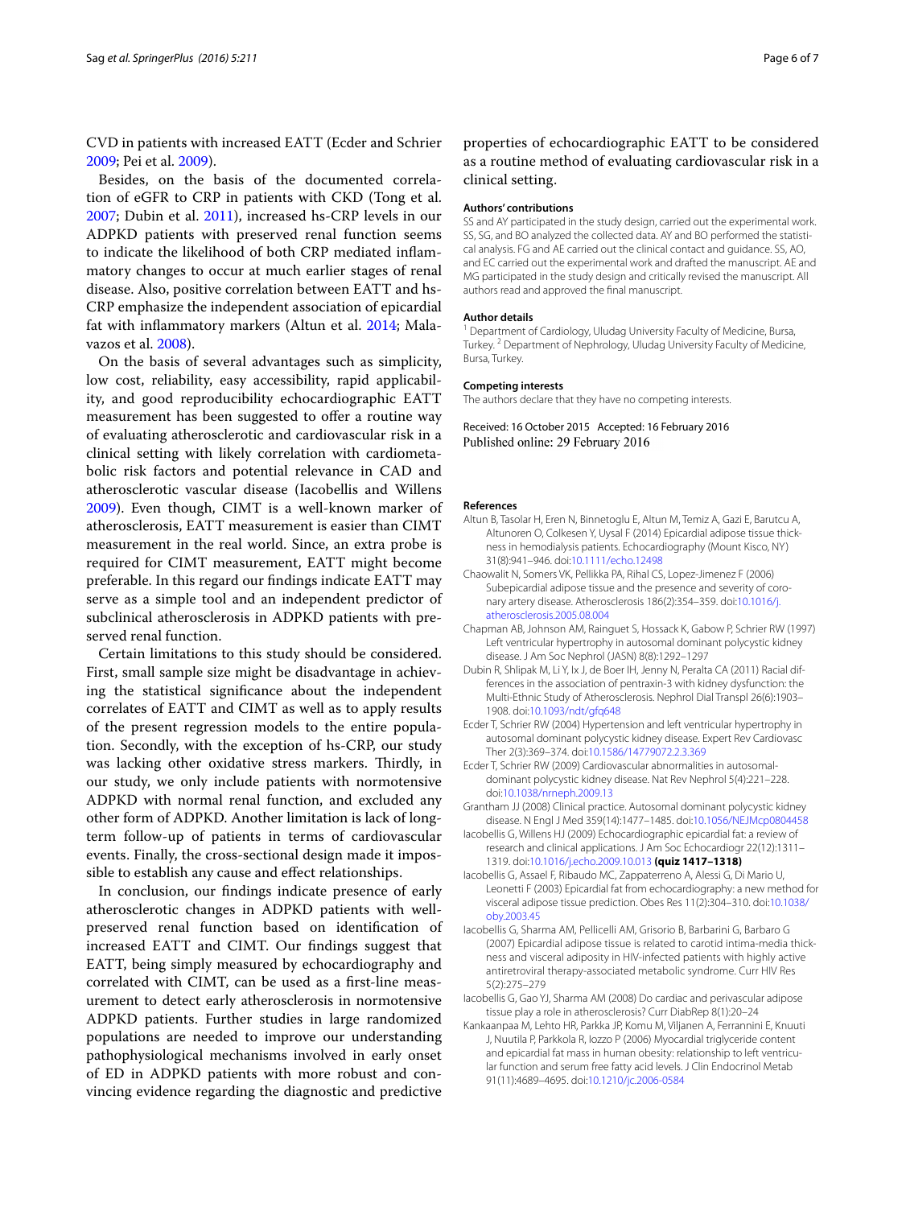CVD in patients with increased EATT (Ecder and Schrier 2009; Pei et al. 2009).

Besides, on the basis of the documented correlation of eGFR to CRP in patients with CKD (Tong et al. 2007; Dubin et al. 2011), increased hs-CRP levels in our ADPKD patients with preserved renal function seems to indicate the likelihood of both CRP mediated inflammatory changes to occur at much earlier stages of renal disease. Also, positive correlation between EATT and hs-CRP emphasize the independent association of epicardial fat with inflammatory markers (Altun et al. 2014; Malavazos et al. 2008).

On the basis of several advantages such as simplicity, low cost, reliability, easy accessibility, rapid applicability, and good reproducibility echocardiographic EATT measurement has been suggested to offer a routine way of evaluating atherosclerotic and cardiovascular risk in a clinical setting with likely correlation with cardiometabolic risk factors and potential relevance in CAD and atherosclerotic vascular disease (Iacobellis and Willens 2009). Even though, CIMT is a well-known marker of atherosclerosis, EATT measurement is easier than CIMT measurement in the real world. Since, an extra probe is required for CIMT measurement, EATT might become preferable. In this regard our findings indicate EATT may serve as a simple tool and an independent predictor of subclinical atherosclerosis in ADPKD patients with preserved renal function.

Certain limitations to this study should be considered. First, small sample size might be disadvantage in achieving the statistical significance about the independent correlates of EATT and CIMT as well as to apply results of the present regression models to the entire population. Secondly, with the exception of hs-CRP, our study was lacking other oxidative stress markers. Thirdly, in our study, we only include patients with normotensive ADPKD with normal renal function, and excluded any other form of ADPKD. Another limitation is lack of long-term follow-up of patients in terms of cardiovascular events. Finally, the cross-sectional design made it impossible to establish any cause and effect relationships.

In conclusion, our findings indicate presence of early atherosclerotic changes in ADPKD patients with well-preserved renal function based on identification of increased EATT and CIMT. Our findings suggest that EATT, being simply measured by echocardiography and correlated with CIMT, can be used as a first-line measurement to detect early atherosclerosis in normotensive ADPKD patients. Further studies in large randomized populations are needed to improve our understanding pathophysiological mechanisms involved in early onset of ED in ADPKD patients with more robust and convincing evidence regarding the diagnostic and predictive properties of echocardiographic EATT to be considered as a routine method of evaluating cardiovascular risk in a clinical setting.

#### Authors' contributions

SS and AY participated in the study design, carried out the experimental work. SS, SG, and BO analyzed the collected data. AY and BO performed the statistical analysis. FG and AE carried out the clinical contact and guidance. SS, AO, and EC carried out the experimental work and drafted the manuscript. AE and MG participated in the study design and critically revised the manuscript. All authors read and approved the final manuscript.

#### Author details

[1] Department of Cardiology, Uludag University Faculty of Medicine, Bursa, Turkey. [2] Department of Nephrology, Uludag University Faculty of Medicine, Bursa, Turkey.

#### Competing interests

The authors declare that they have no competing interests.

Received: 16 October 2015 Accepted: 16 February 2016
Published online: 29 February 2016

## References

Altun B, Tasolar H, Eren N, Binnetoglu E, Altun M, Temiz A, Gazi E, Barutcu A, Altunoren O, Colkesen Y, Uysal F (2014) Epicardial adipose tissue thickness in hemodialysis patients. Echocardiography (Mount Kisco, NY) 31(8):941–946. doi:10.1111/echo.12498

Chaowalit N, Somers VK, Pellikka PA, Rihal CS, Lopez-Jimenez F (2006) Subepicardial adipose tissue and the presence and severity of coronary artery disease. Atherosclerosis 186(2):354–359. doi:10.1016/j.atherosclerosis.2005.08.004

Chapman AB, Johnson AM, Rainguet S, Hossack K, Gabow P, Schrier RW (1997) Left ventricular hypertrophy in autosomal dominant polycystic kidney disease. J Am Soc Nephrol (JASN) 8(8):1292–1297

Dubin R, Shlipak M, Li Y, Ix J, de Boer IH, Jenny N, Peralta CA (2011) Racial differences in the association of pentraxin-3 with kidney dysfunction: the Multi-Ethnic Study of Atherosclerosis. Nephrol Dial Transpl 26(6):1903–1908. doi:10.1093/ndt/gfq648

Ecder T, Schrier RW (2004) Hypertension and left ventricular hypertrophy in autosomal dominant polycystic kidney disease. Expert Rev Cardiovasc Ther 2(3):369–374. doi:10.1586/14779072.2.3.369

Ecder T, Schrier RW (2009) Cardiovascular abnormalities in autosomal-dominant polycystic kidney disease. Nat Rev Nephrol 5(4):221–228. doi:10.1038/nrneph.2009.13

Grantham JJ (2008) Clinical practice. Autosomal dominant polycystic kidney disease. N Engl J Med 359(14):1477–1485. doi:10.1056/NEJMcp0804458

Iacobellis G, Willens HJ (2009) Echocardiographic epicardial fat: a review of research and clinical applications. J Am Soc Echocardiogr 22(12):1311–1319. doi:10.1016/j.echo.2009.10.013 **(quiz 1417–1318)**

Iacobellis G, Assael F, Ribaudo MC, Zappaterreno A, Alessi G, Di Mario U, Leonetti F (2003) Epicardial fat from echocardiography: a new method for visceral adipose tissue prediction. Obes Res 11(2):304–310. doi:10.1038/oby.2003.45

Iacobellis G, Sharma AM, Pellicelli AM, Grisorio B, Barbarini G, Barbaro G (2007) Epicardial adipose tissue is related to carotid intima-media thickness and visceral adiposity in HIV-infected patients with highly active antiretroviral therapy-associated metabolic syndrome. Curr HIV Res 5(2):275–279

Iacobellis G, Gao YJ, Sharma AM (2008) Do cardiac and perivascular adipose tissue play a role in atherosclerosis? Curr DiabRep 8(1):20–24

Kankaanpaa M, Lehto HR, Parkka JP, Komu M, Viljanen A, Ferrannini E, Knuuti J, Nuutila P, Parkkola R, Iozzo P (2006) Myocardial triglyceride content and epicardial fat mass in human obesity: relationship to left ventricular function and serum free fatty acid levels. J Clin Endocrinol Metab 91(11):4689–4695. doi:10.1210/jc.2006-0584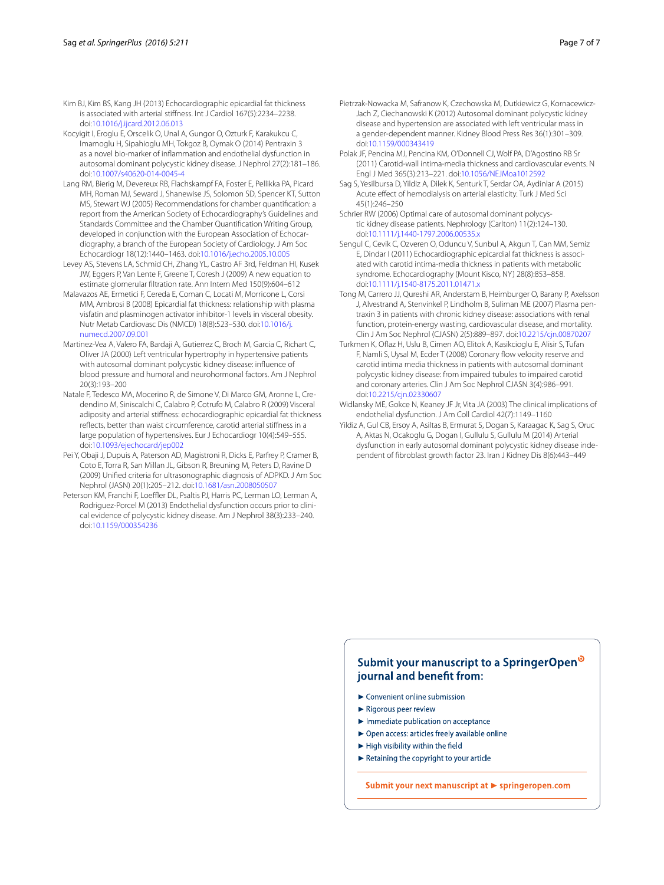Kim BJ, Kim BS, Kang JH (2013) Echocardiographic epicardial fat thickness is associated with arterial stiffness. Int J Cardiol 167(5):2234–2238. doi:10.1016/j.ijcard.2012.06.013

Kocyigit I, Eroglu E, Orscelik O, Unal A, Gungor O, Ozturk F, Karakukcu C, Imamoglu H, Sipahioglu MH, Tokgoz B, Oymak O (2014) Pentraxin 3 as a novel bio-marker of inflammation and endothelial dysfunction in autosomal dominant polycystic kidney disease. J Nephrol 27(2):181–186. doi:10.1007/s40620-014-0045-4

Lang RM, Bierig M, Devereux RB, Flachskampf FA, Foster E, Pellikka PA, Picard MH, Roman MJ, Seward J, Shanewise JS, Solomon SD, Spencer KT, Sutton MS, Stewart WJ (2005) Recommendations for chamber quantification: a report from the American Society of Echocardiography's Guidelines and Standards Committee and the Chamber Quantification Writing Group, developed in conjunction with the European Association of Echocardiography, a branch of the European Society of Cardiology. J Am Soc Echocardiogr 18(12):1440–1463. doi:10.1016/j.echo.2005.10.005

Levey AS, Stevens LA, Schmid CH, Zhang YL, Castro AF 3rd, Feldman HI, Kusek JW, Eggers P, Van Lente F, Greene T, Coresh J (2009) A new equation to estimate glomerular filtration rate. Ann Intern Med 150(9):604–612

Malavazos AE, Ermetici F, Cereda E, Coman C, Locati M, Morricone L, Corsi MM, Ambrosi B (2008) Epicardial fat thickness: relationship with plasma visfatin and plasminogen activator inhibitor-1 levels in visceral obesity. Nutr Metab Cardiovasc Dis (NMCD) 18(8):523–530. doi:10.1016/j.numecd.2007.09.001

Martinez-Vea A, Valero FA, Bardaji A, Gutierrez C, Broch M, Garcia C, Richart C, Oliver JA (2000) Left ventricular hypertrophy in hypertensive patients with autosomal dominant polycystic kidney disease: influence of blood pressure and humoral and neurohormonal factors. Am J Nephrol 20(3):193–200

Natale F, Tedesco MA, Mocerino R, de Simone V, Di Marco GM, Aronne L, Credendino M, Siniscalchi C, Calabro P, Cotrufo M, Calabro R (2009) Visceral adiposity and arterial stiffness: echocardiographic epicardial fat thickness reflects, better than waist circumference, carotid arterial stiffness in a large population of hypertensives. Eur J Echocardiogr 10(4):549–555. doi:10.1093/ejechocard/jep002

Pei Y, Obaji J, Dupuis A, Paterson AD, Magistroni R, Dicks E, Parfrey P, Cramer B, Coto E, Torra R, San Millan JL, Gibson R, Breuning M, Peters D, Ravine D (2009) Unified criteria for ultrasonographic diagnosis of ADPKD. J Am Soc Nephrol (JASN) 20(1):205–212. doi:10.1681/asn.2008050507

Peterson KM, Franchi F, Loeffler DL, Psaltis PJ, Harris PC, Lerman LO, Lerman A, Rodriguez-Porcel M (2013) Endothelial dysfunction occurs prior to clinical evidence of polycystic kidney disease. Am J Nephrol 38(3):233–240. doi:10.1159/000354236

Pietrzak-Nowacka M, Safranow K, Czechowska M, Dutkiewicz G, Kornacewicz-Jach Z, Ciechanowski K (2012) Autosomal dominant polycystic kidney disease and hypertension are associated with left ventricular mass in a gender-dependent manner. Kidney Blood Press Res 36(1):301–309. doi:10.1159/000343419

Polak JF, Pencina MJ, Pencina KM, O'Donnell CJ, Wolf PA, D'Agostino RB Sr (2011) Carotid-wall intima-media thickness and cardiovascular events. N Engl J Med 365(3):213–221. doi:10.1056/NEJMoa1012592

Sag S, Yesilbursa D, Yildiz A, Dilek K, Senturk T, Serdar OA, Aydinlar A (2015) Acute effect of hemodialysis on arterial elasticity. Turk J Med Sci 45(1):246–250

Schrier RW (2006) Optimal care of autosomal dominant polycystic kidney disease patients. Nephrology (Carlton) 11(2):124–130. doi:10.1111/j.1440-1797.2006.00535.x

Sengul C, Cevik C, Ozveren O, Oduncu V, Sunbul A, Akgun T, Can MM, Semiz E, Dindar I (2011) Echocardiographic epicardial fat thickness is associated with carotid intima-media thickness in patients with metabolic syndrome. Echocardiography (Mount Kisco, NY) 28(8):853–858. doi:10.1111/j.1540-8175.2011.01471.x

Tong M, Carrero JJ, Qureshi AR, Anderstam B, Heimburger O, Barany P, Axelsson J, Alvestrand A, Stenvinkel P, Lindholm B, Suliman ME (2007) Plasma pentraxin 3 in patients with chronic kidney disease: associations with renal function, protein-energy wasting, cardiovascular disease, and mortality. Clin J Am Soc Nephrol (CJASN) 2(5):889–897. doi:10.2215/cjn.00870207

Turkmen K, Oflaz H, Uslu B, Cimen AO, Elitok A, Kasikcioglu E, Alisir S, Tufan F, Namli S, Uysal M, Ecder T (2008) Coronary flow velocity reserve and carotid intima media thickness in patients with autosomal dominant polycystic kidney disease: from impaired tubules to impaired carotid and coronary arteries. Clin J Am Soc Nephrol CJASN 3(4):986–991. doi:10.2215/cjn.02330607

Widlansky ME, Gokce N, Keaney JF Jr, Vita JA (2003) The clinical implications of endothelial dysfunction. J Am Coll Cardiol 42(7):1149–1160

Yildiz A, Gul CB, Ersoy A, Asiltas B, Ermurat S, Dogan S, Karaagac K, Sag S, Oruc A, Aktas N, Ocakoglu G, Dogan I, Gullulu S, Gullulu M (2014) Arterial dysfunction in early autosomal dominant polycystic kidney disease independent of fibroblast growth factor 23. Iran J Kidney Dis 8(6):443–449

**Submit your manuscript to a SpringerOpen journal and benefit from:**

- ► Convenient online submission
- ► Rigorous peer review
- ► Immediate publication on acceptance
- ► Open access: articles freely available online
- ► High visibility within the field
- ► Retaining the copyright to your article

**Submit your next manuscript at ► springeropen.com**